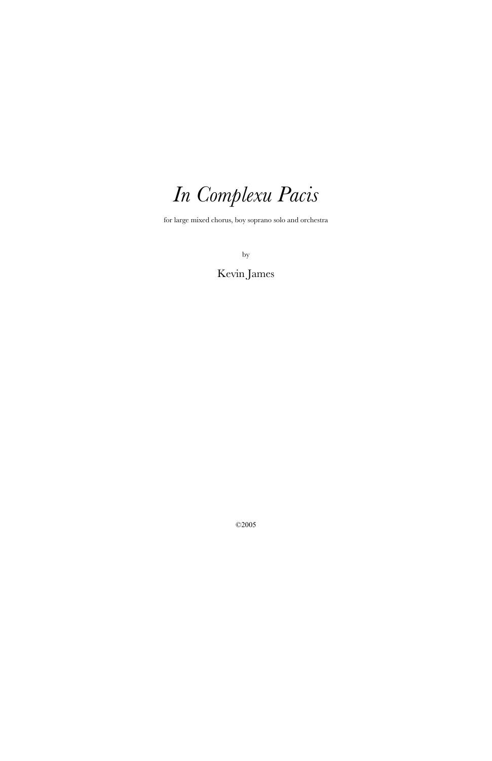# *In Complexu Pacis*

for large mixed chorus, boy soprano solo and orchestra

by

Kevin James

©2005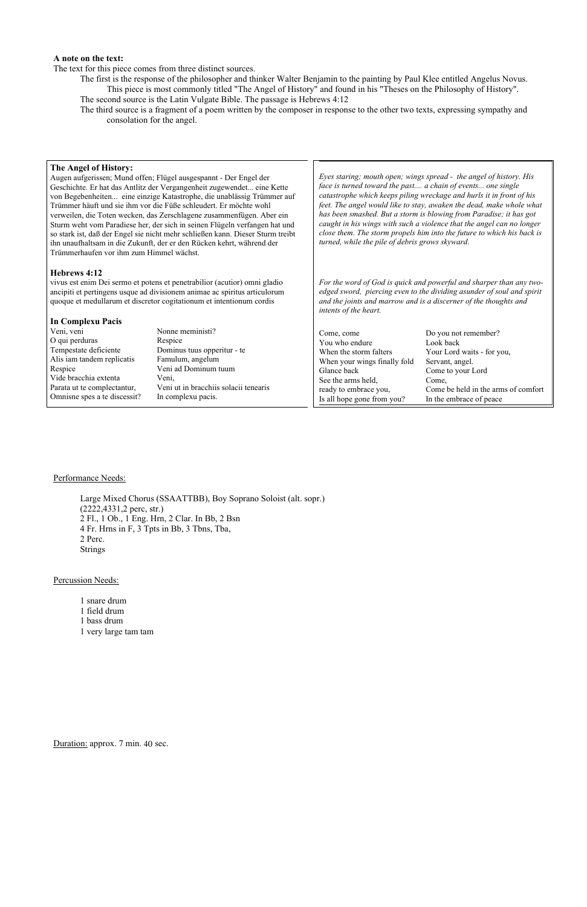**A note on the text:**

The text for this piece comes from three distinct sources.

The first is the response of the philosopher and thinker Walter Benjamin to the painting by Paul Klee entitled Angelus Novus. This piece is most commonly titled "The Angel of History" and found in his "Theses on the Philosophy of History".

The second source is the Latin Vulgate Bible. The passage is Hebrews 4:12

The third source is a fragment of a poem written by the composer in response to the other two texts, expressing sympathy and consolation for the angel.

**The Angel of History:**

Augen aufgerissen; Mund offen; Flügel ausgespannt - Der Engel der Geschichte. Er hat das Antlitz der Vergangenheit zugewendet... eine Kette von Begebenheiten... eine einzige Katastrophe, die unablässig Trümmer auf Trümmer häuft und sie ihm vor die Füße schleudert. Er möchte wohl verweilen, die Toten wecken, das Zerschlagene zusammenfügen. Aber ein Sturm weht vom Paradiese her, der sich in seinen Flügeln verfangen hat und so stark ist, daß der Engel sie nicht mehr schließen kann. Dieser Sturm treibt ihn unaufhaltsam in die Zukunft, der er den Rücken kehrt, während der Trümmerhaufen vor ihm zum Himmel wächst.

*Eyes staring; mouth open; wings spread - the angel of history. His face is turned toward the past.... a chain of events... one single catastrophe which keeps piling wreckage and hurls it in front of his feet. The angel would like to stay, awaken the dead, make whole what has been smashed. But a storm is blowing from Paradise; it has got caught in his wings with such a violence that the angel can no longer close them. The storm propels him into the future to which his back is turned, while the pile of debris grows skyward.*

**Hebrews 4:12**

vivus est enim Dei sermo et potens et penetrabilior (acutior) omni gladio ancipiti et pertingens usque ad divisionem animae ac spiritus articulorum quoque et medullarum et discretor cogitationum et intentionum cordis

*For the word of God is quick and powerful and sharper than any two-edged sword, piercing even to the dividing asunder of soul and spirit and the joints and marrow and is a discerner of the thoughts and intents of the heart.*

**In Complexu Pacis**

| | |
|---|---|
| Veni, veni | Nonne meministi? |
| O qui perduras | Respice |
| Tempestate deficiente | Dominus tuus opperitur - te |
| Alis iam tandem replicatis | Famulum, angelum |
| Respice | Veni ad Dominum tuum |
| Vide bracchia extenta | Veni, |
| Parata ut te complectantur, | Veni ut in bracchiis solacii tenearis |
| Omnisne spes a te discessit? | In complexu pacis. |

| | |
|---|---|
| Come, come | Do you not remember? |
| You who endure | Look back |
| When the storm falters | Your Lord waits - for you, |
| When your wings finally fold | Servant, angel. |
| Glance back | Come to your Lord |
| See the arms held, | Come, |
| ready to embrace you, | Come be held in the arms of comfort |
| Is all hope gone from you? | In the embrace of peace |

Performance Needs:

Large Mixed Chorus (SSAATTBB), Boy Soprano Soloist (alt. sopr.)
(2222,4331,2 perc, str.)
2 Fl., 1 Ob., 1 Eng. Hrn, 2 Clar. In Bb, 2 Bsn
4 Fr. Hrns in F, 3 Tpts in Bb, 3 Tbns, Tba,
2 Perc.
Strings

Percussion Needs:

1 snare drum
1 field drum
1 bass drum
1 very large tam tam

Duration: approx. 7 min. 40 sec.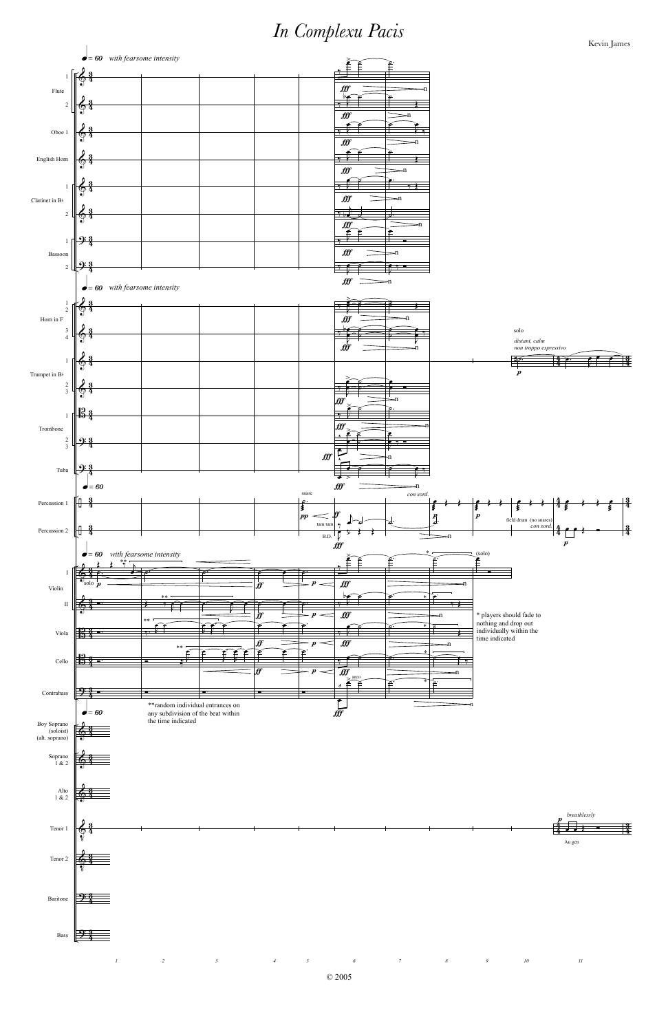# In Complexu Pacis

Kevin James

© 2005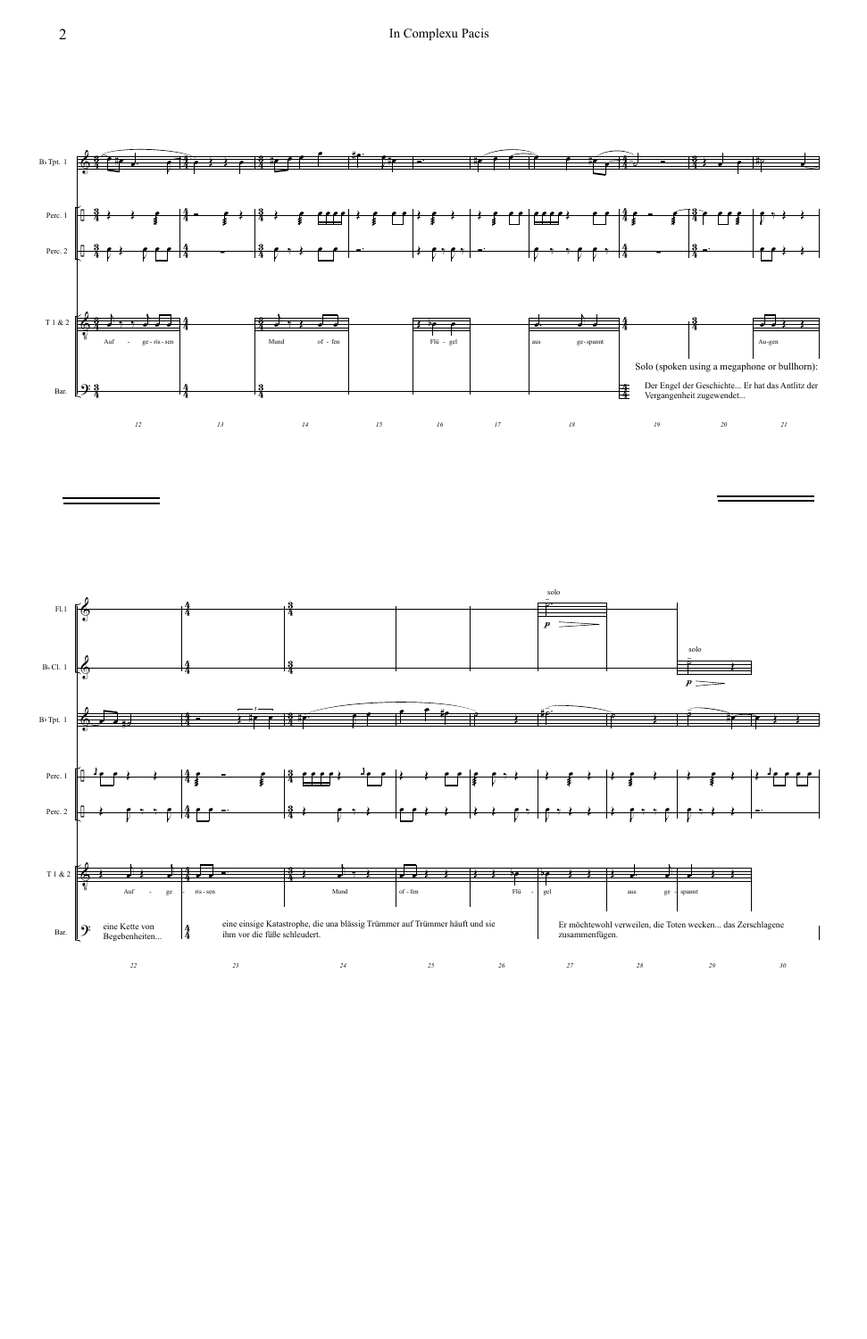Solo (spoken using a megaphone or bullhorn):

Der Engel der Geschichte... Er hat das Antlitz der Vergangenheit zugewendet...

eine Kette von Begebenheiten...

eine einsige Katastrophe, die una blässig Trümmer auf Trümmer häuft und sie ihm vor die füße schleudert.

Er möchtewohl verweilen, die Toten wecken... das Zerschlagene zusammenfügen.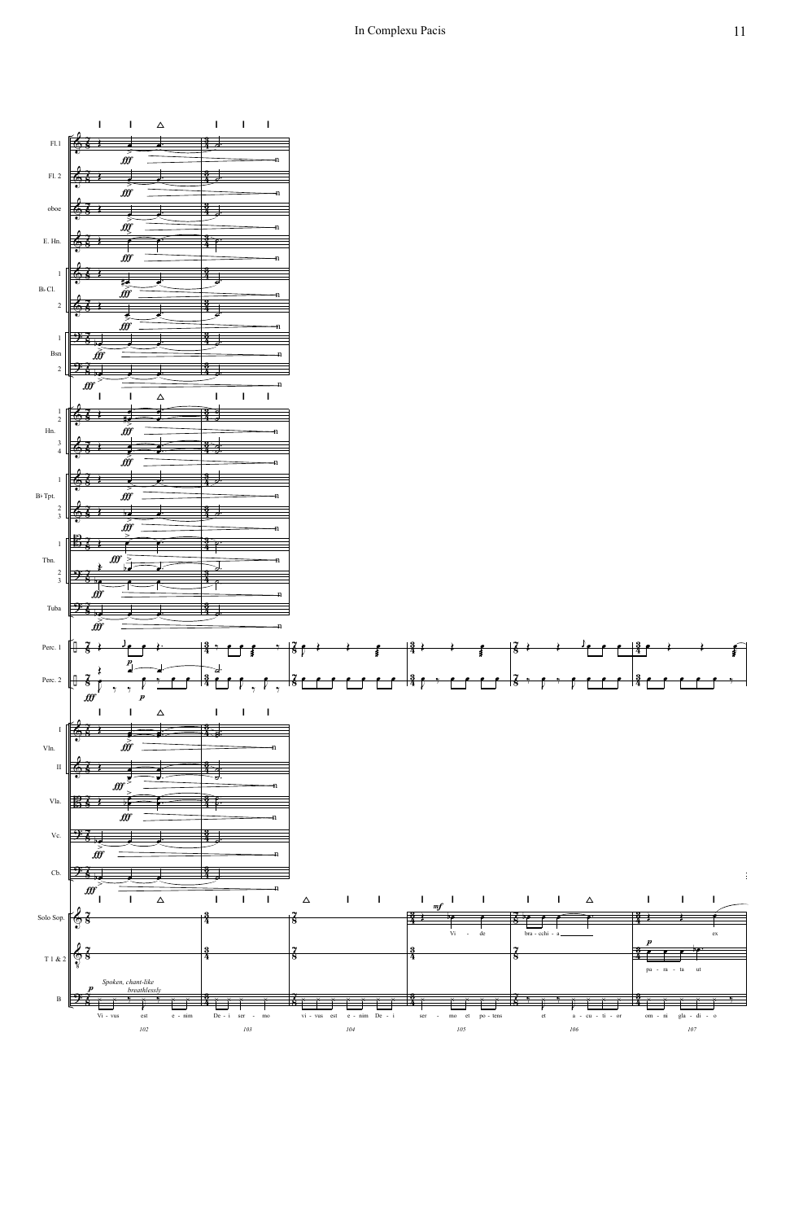Fl.1
Fl. 2
oboe
E. Hn.
B♭ Cl. 1
B♭ Cl. 2
Bsn 1
Bsn 2
Hn. 1 2
Hn. 3 4
B♭ Tpt. 1
B♭ Tpt. 2 3
Tbn. 1
Tbn. 2 3
Tuba
Perc. 1
Perc. 2
Vln. I
Vln. II
Vla.
Vc.
Cb.
Solo Sop.
T 1 & 2
B

*fff* *p* *mf* *n*

*Spoken, chant-like*
*breathlessly*

Solo Sop.: Vi - de bra - cchi - a ex

T 1 & 2: pa - ra - ta ut

B: Vi - vus est e - nim De - i ser - mo vi - vus est e - nim De - i ser - mo et po - tens et a - cu - ti - or om - ni gla - di - o

102 103 104 105 106 107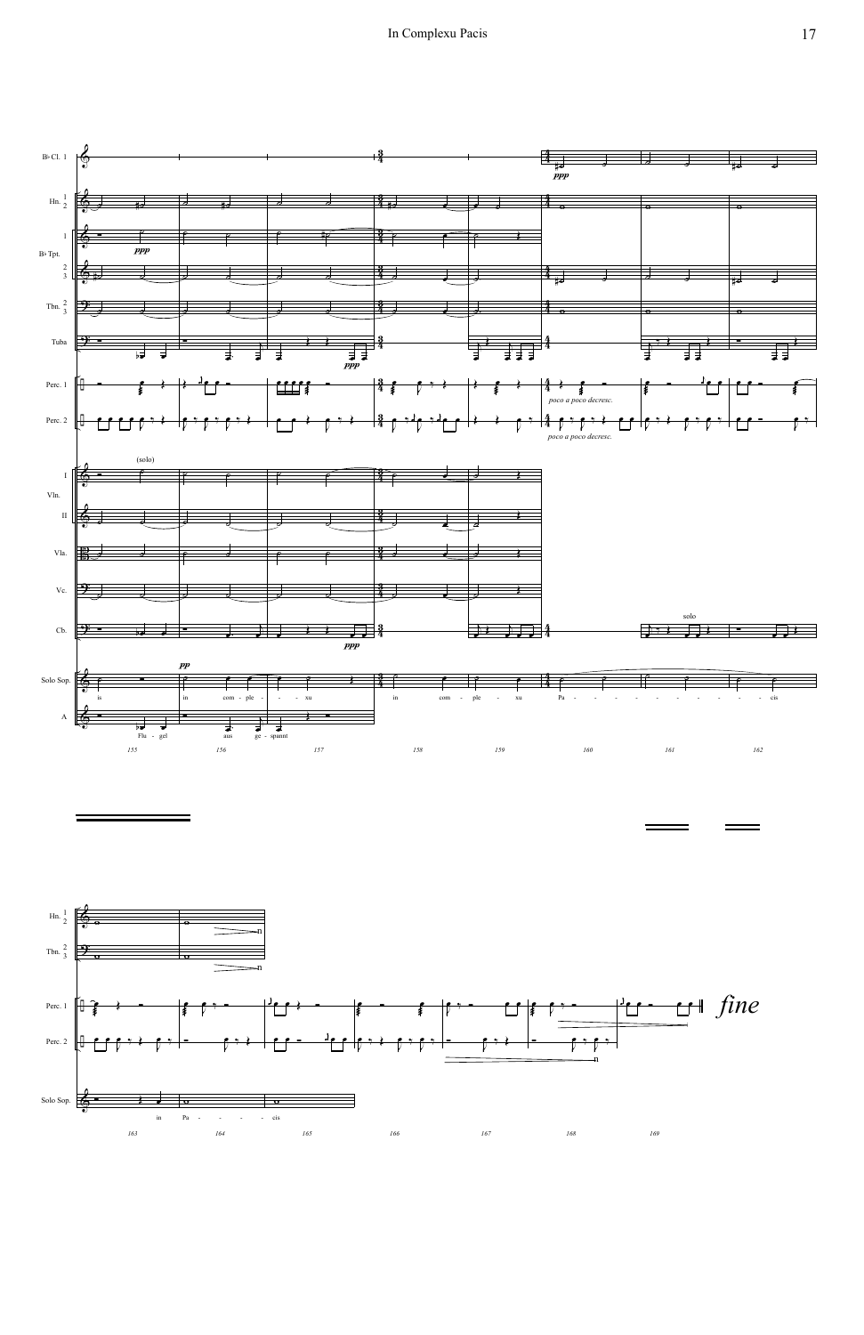Bb Cl. 1

Hn. 1 2

Bb Tpt. 1

2 3

Tbn. 2 3

Tuba

Perc. 1

Perc. 2

(solo)

Vln. I

II

Vla.

Vc.

Cb.

Solo Sop.

A

ppp

ppp

ppp

ppp

poco a poco decresc.

poco a poco decresc.

solo

pp

is in com - ple - - - xu in com - ple - xu Pa - - - - - - - - - - - - - cis

Flu - gel aus ge - spannt

155 156 157 158 159 160 161 162

Hn. 1 2

Tbn. 2 3

Perc. 1

Perc. 2

Solo Sop.

n

n

n

*fine*

in Pa - - - - - cis

163 164 165 166 167 168 169